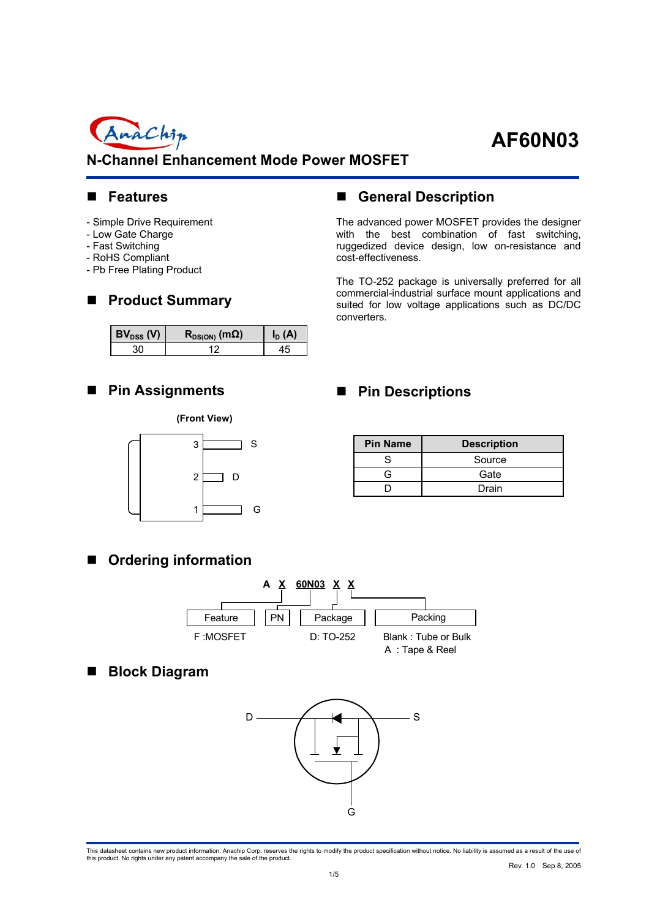# AF60N03

## N-Channel Enhancement Mode Power MOSFET

## Features

- Simple Drive Requirement
- Low Gate Charge
- Fast Switching
- RoHS Compliant
- Pb Free Plating Product

## General Description

The advanced power MOSFET provides the designer with the best combination of fast switching, ruggedized device design, low on-resistance and cost-effectiveness.

The TO-252 package is universally preferred for all commercial-industrial surface mount applications and suited for low voltage applications such as DC/DC converters.

## Product Summary

| $BV_{DSS}$ (V) | $R_{DS(ON)}$ (mΩ) | $I_D$ (A) |
|---|---|---|
| 30 | 12 | 45 |

## Pin Assignments

(Front View)

3 S
2 D
1 G

## Pin Descriptions

| Pin Name | Description |
|---|---|
| S | Source |
| G | Gate |
| D | Drain |

## Ordering information

A X 60N03 X X

| Feature | PN | Package | Packing |
|---|---|---|---|
| F :MOSFET | | D: TO-252 | Blank : Tube or Bulk<br>A : Tape & Reel |

## Block Diagram

D, S, G

This datasheet contains new product information. Anachip Corp. reserves the rights to modify the product specification without notice. No liability is assumed as a result of the use of this product. No rights under any patent accompany the sale of the product.

Rev. 1.0 Sep 8, 2005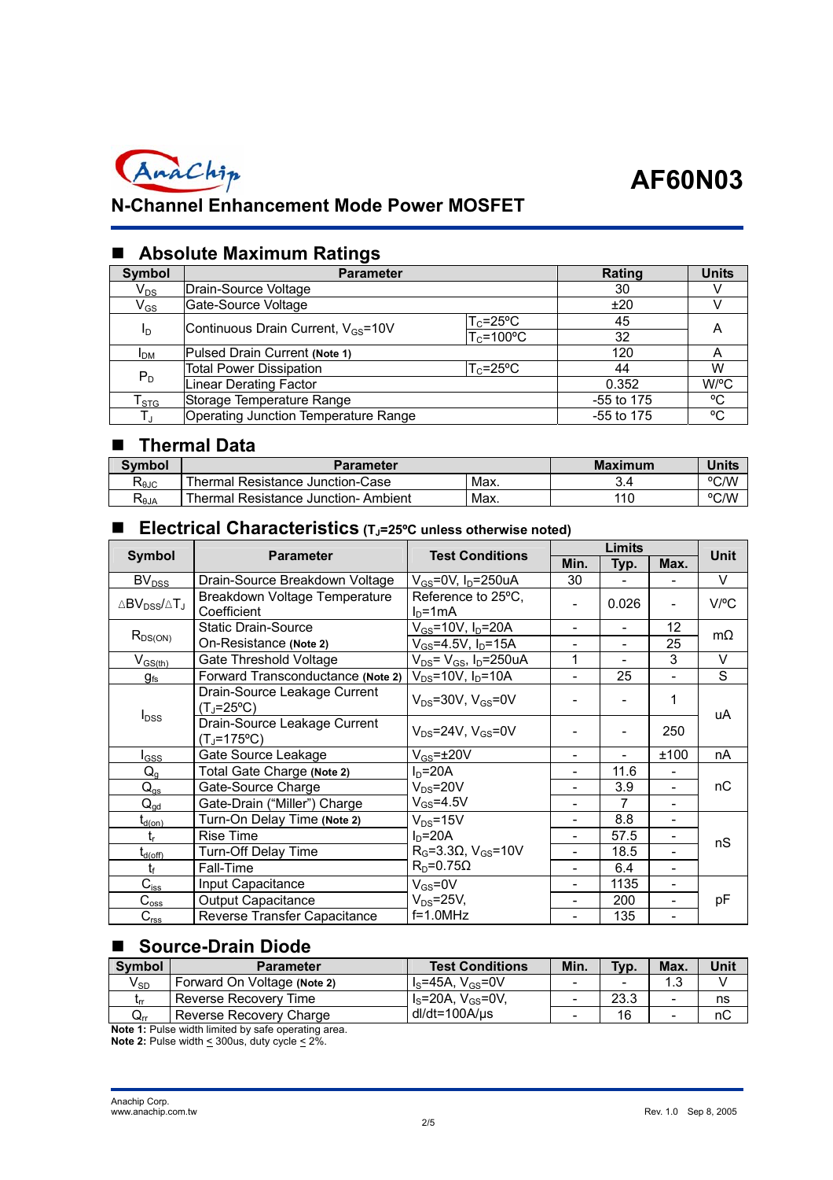# AF60N03

## N-Channel Enhancement Mode Power MOSFET

### Absolute Maximum Ratings

| Symbol | Parameter | | Rating | Units |
|---|---|---|---|---|
| $V_{DS}$ | Drain-Source Voltage | | 30 | V |
| $V_{GS}$ | Gate-Source Voltage | | ±20 | V |
| $I_D$ | Continuous Drain Current, $V_{GS}$=10V | $T_C$=25ºC | 45 | A |
| | | $T_C$=100ºC | 32 | |
| $I_{DM}$ | Pulsed Drain Current **(Note 1)** | | 120 | A |
| $P_D$ | Total Power Dissipation | $T_C$=25ºC | 44 | W |
| | Linear Derating Factor | | 0.352 | W/ºC |
| $T_{STG}$ | Storage Temperature Range | | -55 to 175 | ºC |
| $T_J$ | Operating Junction Temperature Range | | -55 to 175 | ºC |

### Thermal Data

| Symbol | Parameter | | Maximum | Units |
|---|---|---|---|---|
| $R_{\theta JC}$ | Thermal Resistance Junction-Case | Max. | 3.4 | ºC/W |
| $R_{\theta JA}$ | Thermal Resistance Junction- Ambient | Max. | 110 | ºC/W |

### Electrical Characteristics ($T_J$=25ºC unless otherwise noted)

| Symbol | Parameter | Test Conditions | Limits | | | Unit |
|---|---|---|---|---|---|---|
| | | | Min. | Typ. | Max. | |
| $BV_{DSS}$ | Drain-Source Breakdown Voltage | $V_{GS}$=0V, $I_D$=250uA | 30 | - | - | V |
| $\Delta BV_{DSS}/\Delta T_J$ | Breakdown Voltage Temperature Coefficient | Reference to 25ºC, $I_D$=1mA | - | 0.026 | - | V/ºC |
| $R_{DS(ON)}$ | Static Drain-Source On-Resistance **(Note 2)** | $V_{GS}$=10V, $I_D$=20A | - | - | 12 | mΩ |
| | | $V_{GS}$=4.5V, $I_D$=15A | - | - | 25 | |
| $V_{GS(th)}$ | Gate Threshold Voltage | $V_{DS}$= $V_{GS}$, $I_D$=250uA | 1 | - | 3 | V |
| $g_{fs}$ | Forward Transconductance **(Note 2)** | $V_{DS}$=10V, $I_D$=10A | - | 25 | - | S |
| $I_{DSS}$ | Drain-Source Leakage Current ($T_J$=25ºC) | $V_{DS}$=30V, $V_{GS}$=0V | - | - | 1 | uA |
| | Drain-Source Leakage Current ($T_J$=175ºC) | $V_{DS}$=24V, $V_{GS}$=0V | - | - | 250 | |
| $I_{GSS}$ | Gate Source Leakage | $V_{GS}$=±20V | - | - | ±100 | nA |
| $Q_g$ | Total Gate Charge **(Note 2)** | $I_D$=20A | - | 11.6 | - | nC |
| $Q_{gs}$ | Gate-Source Charge | $V_{DS}$=20V | - | 3.9 | - | |
| $Q_{gd}$ | Gate-Drain ("Miller") Charge | $V_{GS}$=4.5V | - | 7 | - | |
| $t_{d(on)}$ | Turn-On Delay Time **(Note 2)** | $V_{DS}$=15V | - | 8.8 | - | nS |
| $t_r$ | Rise Time | $I_D$=20A | - | 57.5 | - | |
| $t_{d(off)}$ | Turn-Off Delay Time | $R_G$=3.3Ω, $V_{GS}$=10V | - | 18.5 | - | |
| $t_f$ | Fall-Time | $R_D$=0.75Ω | - | 6.4 | - | |
| $C_{iss}$ | Input Capacitance | $V_{GS}$=0V | - | 1135 | - | pF |
| $C_{oss}$ | Output Capacitance | $V_{DS}$=25V, | - | 200 | - | |
| $C_{rss}$ | Reverse Transfer Capacitance | f=1.0MHz | - | 135 | - | |

### Source-Drain Diode

| Symbol | Parameter | Test Conditions | Min. | Typ. | Max. | Unit |
|---|---|---|---|---|---|---|
| $V_{SD}$ | Forward On Voltage **(Note 2)** | $I_S$=45A, $V_{GS}$=0V | - | - | 1.3 | V |
| $t_{rr}$ | Reverse Recovery Time | $I_S$=20A, $V_{GS}$=0V, | - | 23.3 | - | ns |
| $Q_{rr}$ | Reverse Recovery Charge | dI/dt=100A/µs | - | 16 | - | nC |

**Note 1:** Pulse width limited by safe operating area.
**Note 2:** Pulse width ≤ 300us, duty cycle ≤ 2%.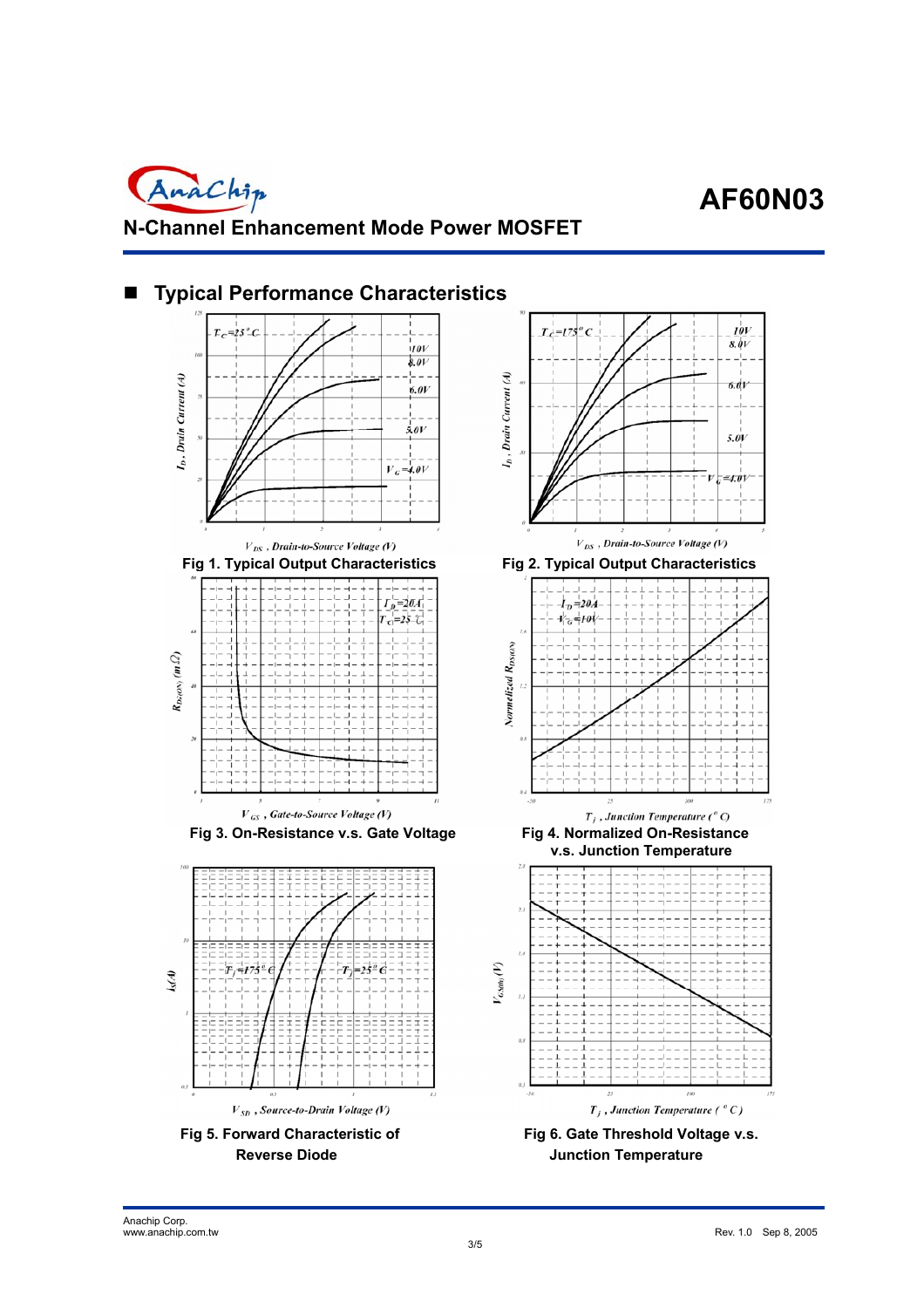## Typical Performance Characteristics

Fig 1. Typical Output Characteristics

Fig 2. Typical Output Characteristics

Fig 3. On-Resistance v.s. Gate Voltage

Fig 4. Normalized On-Resistance v.s. Junction Temperature

Fig 5. Forward Characteristic of Reverse Diode

Fig 6. Gate Threshold Voltage v.s. Junction Temperature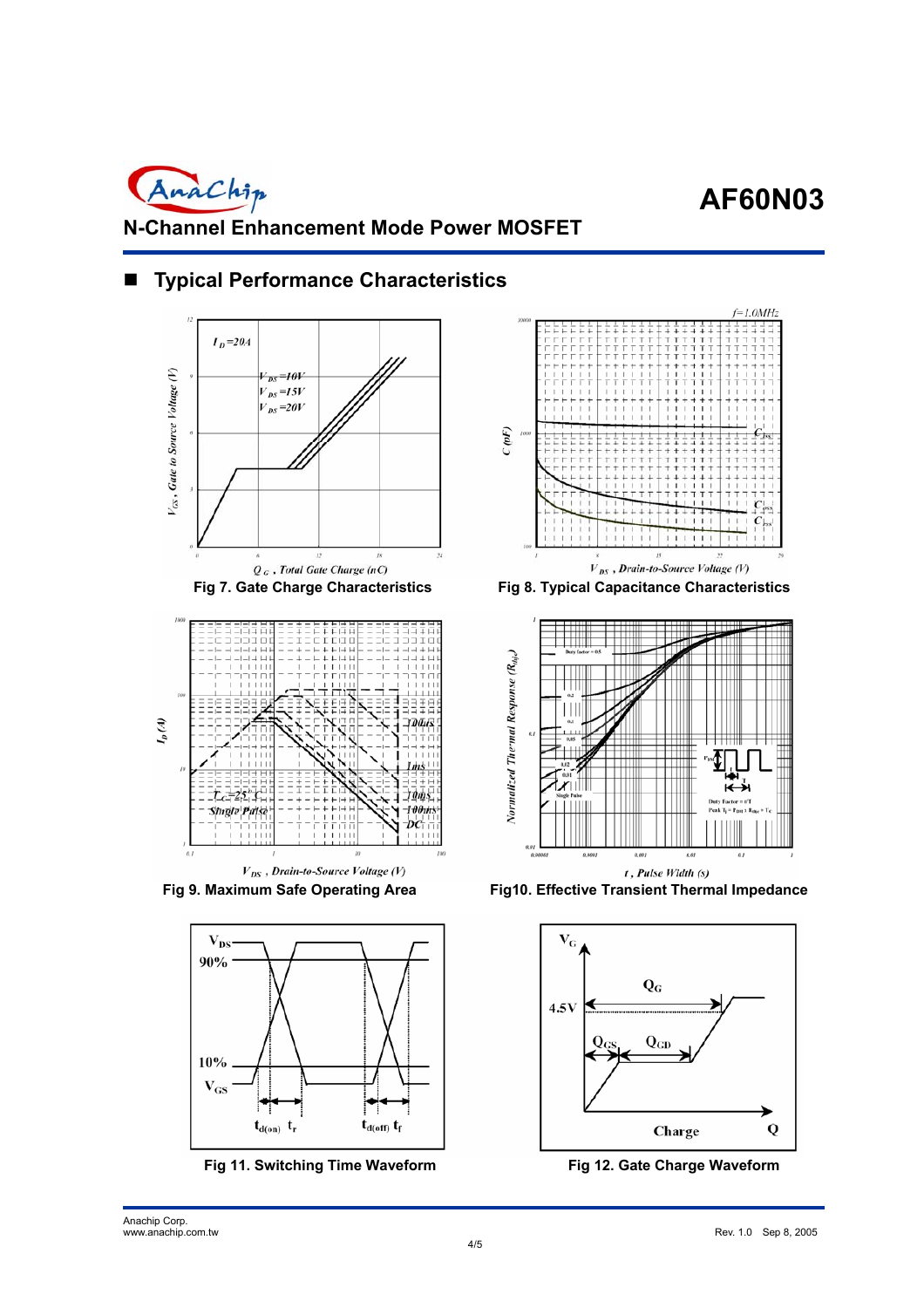## Typical Performance Characteristics

Fig 7. Gate Charge Characteristics

Fig 8. Typical Capacitance Characteristics

Fig 9. Maximum Safe Operating Area

Fig10. Effective Transient Thermal Impedance

Fig 11. Switching Time Waveform

Fig 12. Gate Charge Waveform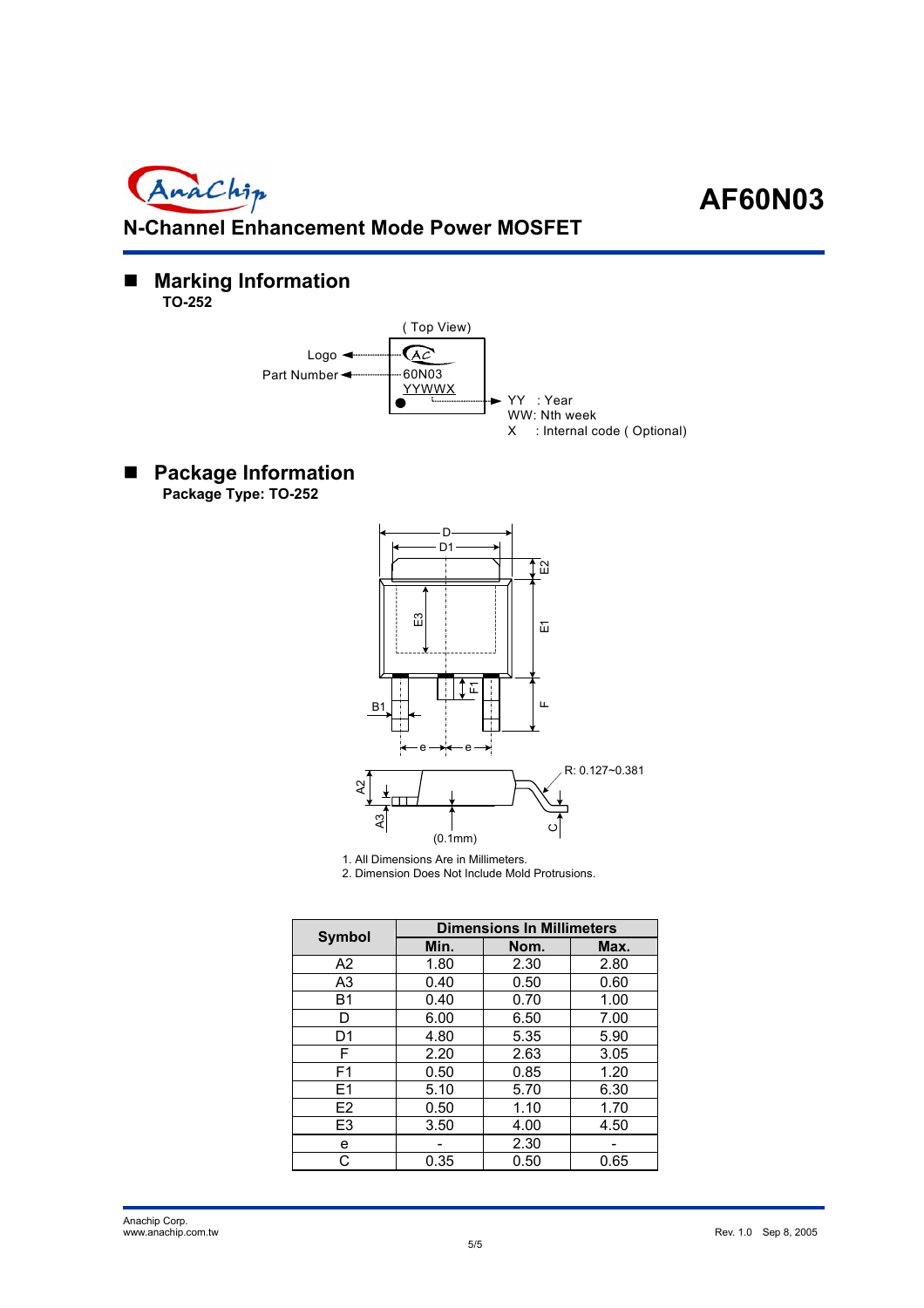# AF60N03

N-Channel Enhancement Mode Power MOSFET

## Marking Information

**TO-252**

( Top View)

Logo

Part Number

60N03

YYWWX

YY : Year

WW: Nth week

X : Internal code ( Optional)

## Package Information

**Package Type: TO-252**

D

D1

E2

E3

E1

F1

B1

F

e

e

A2

A3

(0.1mm)

R: 0.127~0.381

C

1. All Dimensions Are in Millimeters.
2. Dimension Does Not Include Mold Protrusions.

| Symbol | Dimensions In Millimeters | | |
|---|---|---|---|
| | Min. | Nom. | Max. |
| A2 | 1.80 | 2.30 | 2.80 |
| A3 | 0.40 | 0.50 | 0.60 |
| B1 | 0.40 | 0.70 | 1.00 |
| D | 6.00 | 6.50 | 7.00 |
| D1 | 4.80 | 5.35 | 5.90 |
| F | 2.20 | 2.63 | 3.05 |
| F1 | 0.50 | 0.85 | 1.20 |
| E1 | 5.10 | 5.70 | 6.30 |
| E2 | 0.50 | 1.10 | 1.70 |
| E3 | 3.50 | 4.00 | 4.50 |
| e | - | 2.30 | - |
| C | 0.35 | 0.50 | 0.65 |

Anachip Corp.
www.anachip.com.tw

Rev. 1.0 Sep 8, 2005